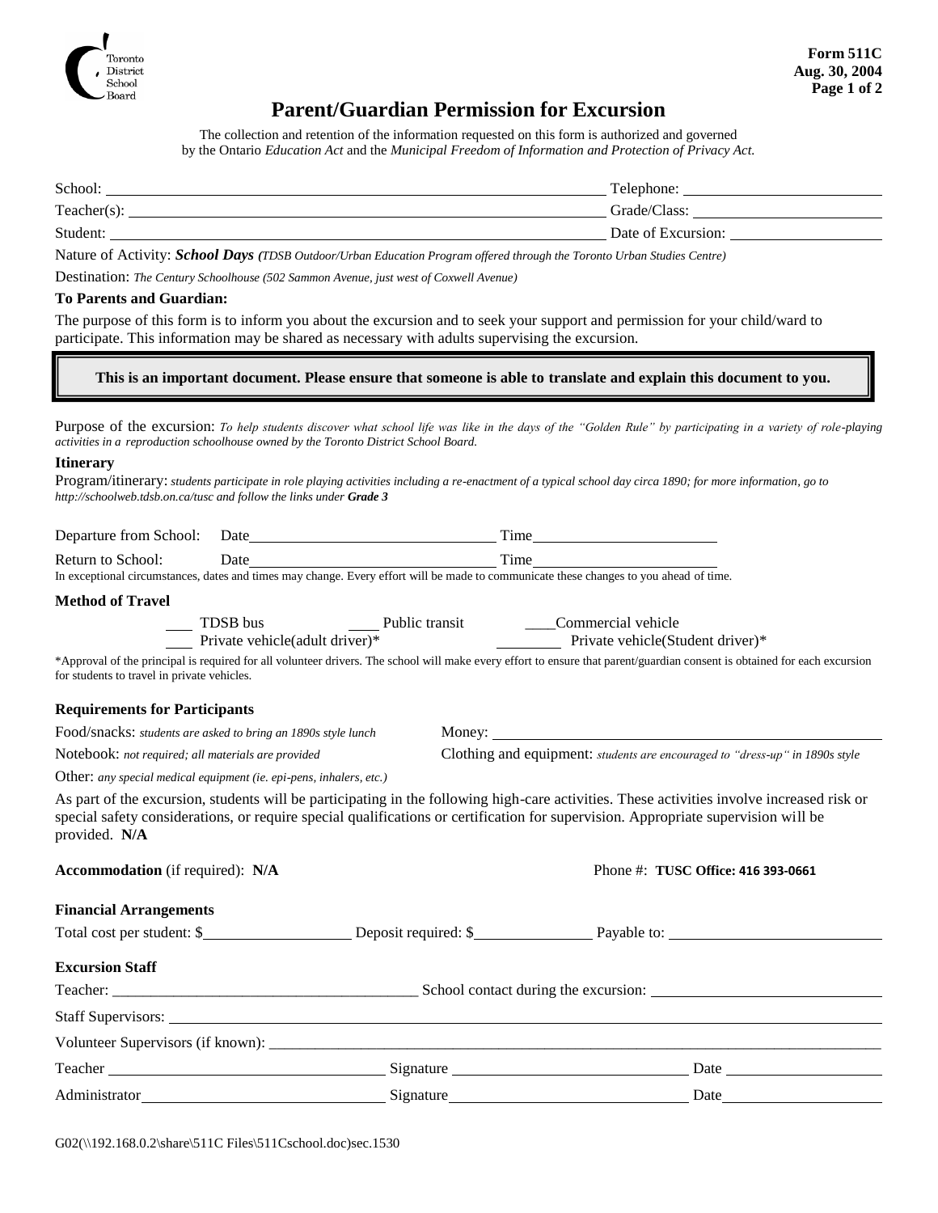Toronto District School Board

**Form 511C**
**Aug. 30, 2004**

# Parent/Guardian Permission for Excursion

The collection and retention of the information requested on this form is authorized and governed by the Ontario *Education Act* and the *Municipal Freedom of Information and Protection of Privacy Act.*

School: ______________________________ Telephone: ______________________

Teacher(s): ______________________________ Grade/Class: ______________________

Student: ______________________________ Date of Excursion: ______________________

Nature of Activity: ***School Days*** *(TDSB Outdoor/Urban Education Program offered through the Toronto Urban Studies Centre)*

Destination: *The Century Schoolhouse (502 Sammon Avenue, just west of Coxwell Avenue)*

**To Parents and Guardian:**

The purpose of this form is to inform you about the excursion and to seek your support and permission for your child/ward to participate. This information may be shared as necessary with adults supervising the excursion.

> **This is an important document. Please ensure that someone is able to translate and explain this document to you.**

Purpose of the excursion: *To help students discover what school life was like in the days of the "Golden Rule" by participating in a variety of role-playing activities in a reproduction schoolhouse owned by the Toronto District School Board.*

**Itinerary**

Program/itinerary: *students participate in role playing activities including a re-enactment of a typical school day circa 1890; for more information, go to http://schoolweb.tdsb.on.ca/tusc and follow the links under **Grade 3***

Departure from School: Date ______________________ Time ______________________

Return to School: Date ______________________ Time ______________________

In exceptional circumstances, dates and times may change. Every effort will be made to communicate these changes to you ahead of time.

**Method of Travel**

___ TDSB bus ___ Public transit ___ Commercial vehicle

___ Private vehicle(adult driver)* ___ Private vehicle(Student driver)*

*Approval of the principal is required for all volunteer drivers. The school will make every effort to ensure that parent/guardian consent is obtained for each excursion for students to travel in private vehicles.

**Requirements for Participants**

Food/snacks: *students are asked to bring an 1890s style lunch*

Money: ______________________

Notebook: *not required; all materials are provided*

Clothing and equipment: *students are encouraged to "dress-up" in 1890s style*

Other: *any special medical equipment (ie. epi-pens, inhalers, etc.)*

As part of the excursion, students will be participating in the following high-care activities. These activities involve increased risk or special safety considerations, or require special qualifications or certification for supervision. Appropriate supervision will be provided. **N/A**

**Accommodation** (if required): **N/A** Phone #: **TUSC Office: 416 393-0661**

**Financial Arrangements**

Total cost per student: $__________ Deposit required: $__________ Payable to: ______________________

**Excursion Staff**

Teacher: ______________________ School contact during the excursion: ______________________

Staff Supervisors: ______________________

Volunteer Supervisors (if known): ______________________

Teacher ______________________ Signature ______________________ Date ______________

Administrator ______________________ Signature ______________________ Date ______________

G02(\\192.168.0.2\share\511C Files\511Cschool.doc)sec.1530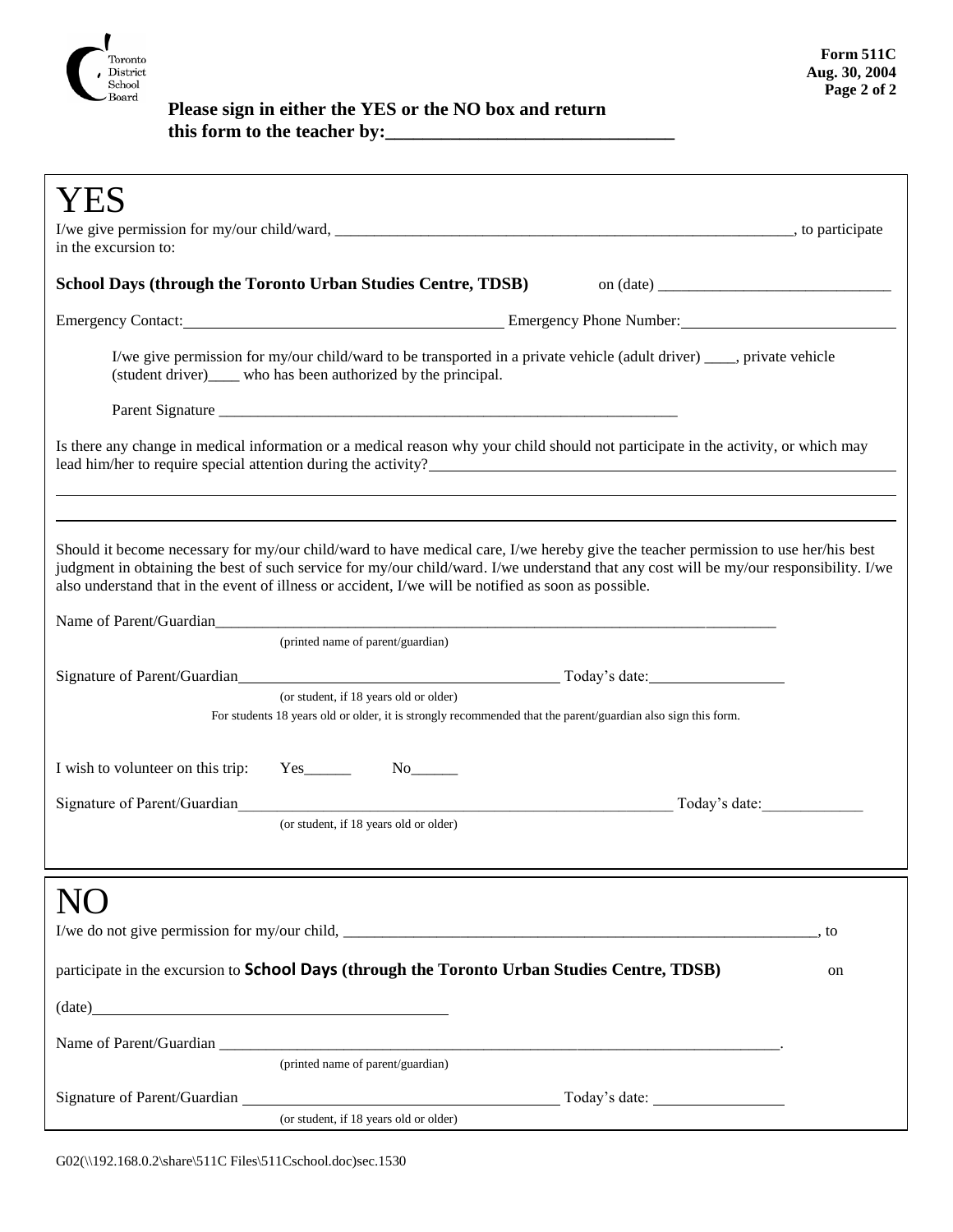**Please sign in either the YES or the NO box and return this form to the teacher by:________________________________**

# YES

I/we give permission for my/our child/ward, _______________________________________________________________, to participate in the excursion to:

**School Days (through the Toronto Urban Studies Centre, TDSB)** on (date) ______________________________

Emergency Contact:________________________________________ Emergency Phone Number:____________________________

I/we give permission for my/our child/ward to be transported in a private vehicle (adult driver) ____, private vehicle (student driver)____ who has been authorized by the principal.

Parent Signature ______________________________________________________________

Is there any change in medical information or a medical reason why your child should not participate in the activity, or which may lead him/her to require special attention during the activity?______________________________________________________

_____________________________________________________________________________________________________

_____________________________________________________________________________________________________

Should it become necessary for my/our child/ward to have medical care, I/we hereby give the teacher permission to use her/his best judgment in obtaining the best of such service for my/our child/ward. I/we understand that any cost will be my/our responsibility. I/we also understand that in the event of illness or accident, I/we will be notified as soon as possible.

Name of Parent/Guardian_____________________________________________________________________________
(printed name of parent/guardian)

Signature of Parent/Guardian____________________________________________ Today's date:_________________
(or student, if 18 years old or older)

For students 18 years old or older, it is strongly recommended that the parent/guardian also sign this form.

I wish to volunteer on this trip: Yes______ No______

Signature of Parent/Guardian___________________________________________________________ Today's date:_____________
(or student, if 18 years old or older)

# NO

I/we do not give permission for my/our child, _______________________________________________________________, to

participate in the excursion to **School Days (through the Toronto Urban Studies Centre, TDSB)** on

(date)______________________________________________

Name of Parent/Guardian _____________________________________________________________________________.
(printed name of parent/guardian)

Signature of Parent/Guardian ________________________________________ Today's date: _________________
(or student, if 18 years old or older)

G02(\\192.168.0.2\share\511C Files\511Cschool.doc)sec.1530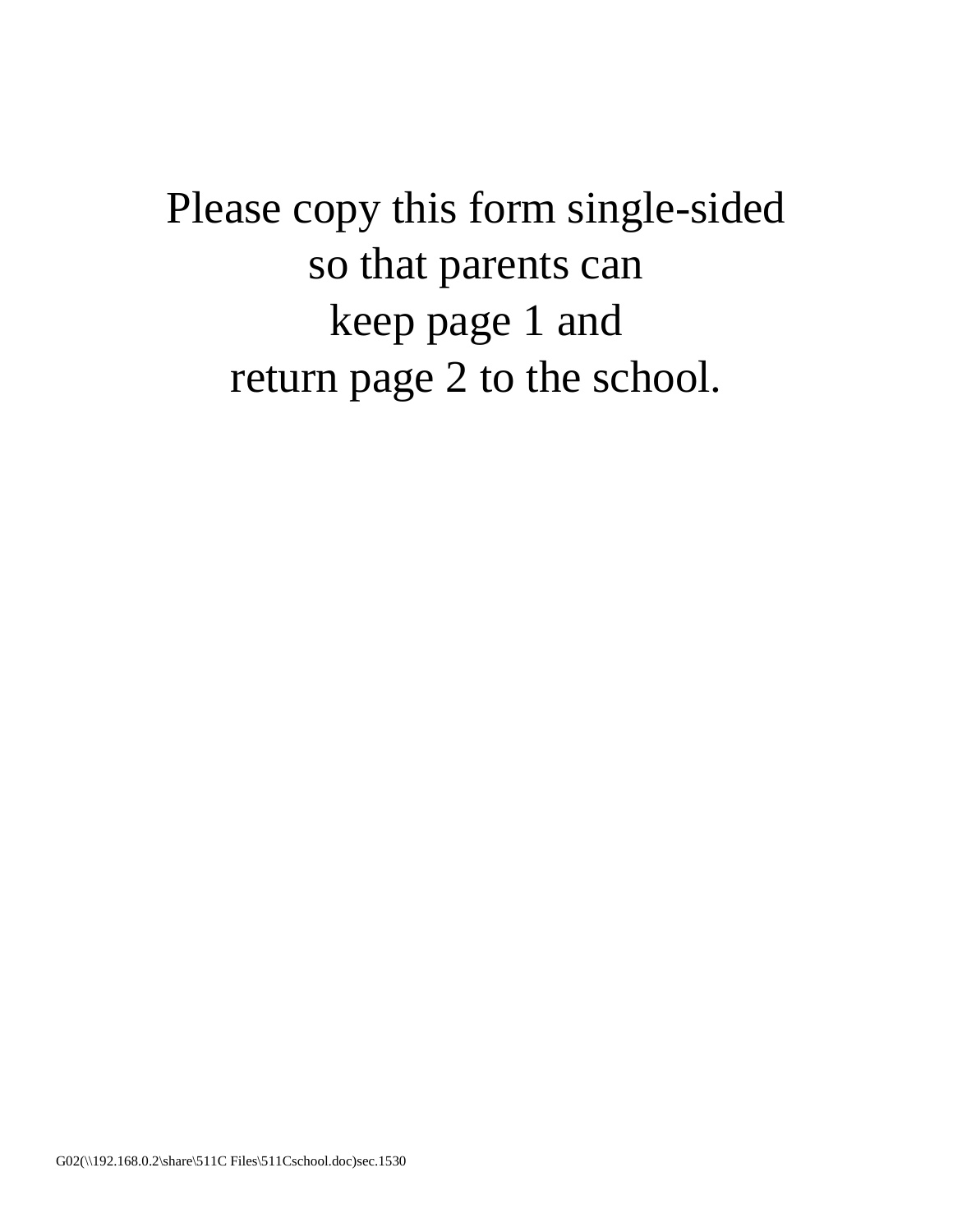Please copy this form single-sided
so that parents can
keep page 1 and
return page 2 to the school.

G02(\\192.168.0.2\share\511C Files\511Cschool.doc)sec.1530